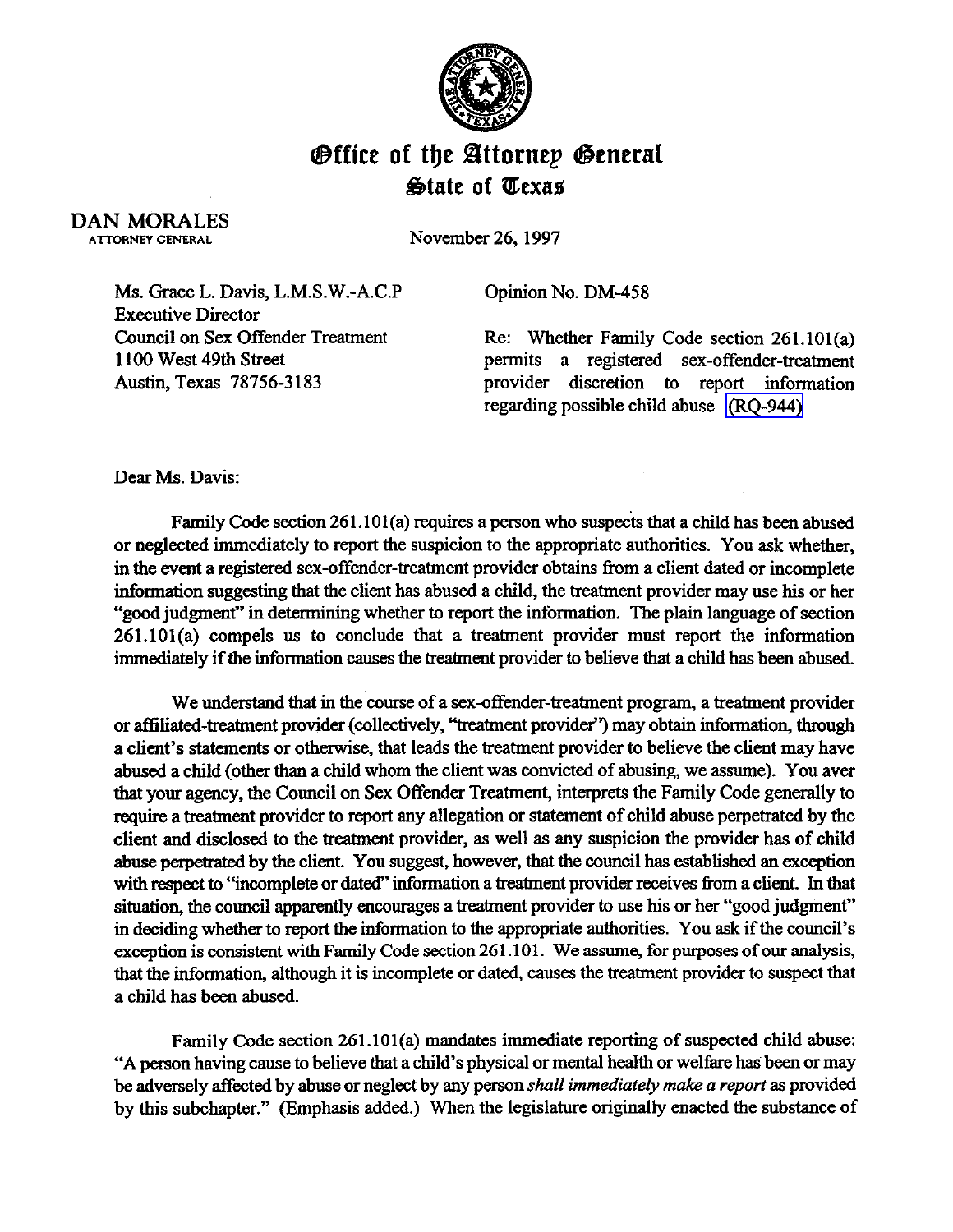# Office of the Attorney General
## State of Texas

**DAN MORALES**
ATTORNEY GENERAL

November 26, 1997

Ms. Grace L. Davis, L.M.S.W.-A.C.P
Executive Director
Council on Sex Offender Treatment
1100 West 49th Street
Austin, Texas 78756-3183

Opinion No. DM-458

Re: Whether Family Code section 261.101(a) permits a registered sex-offender-treatment provider discretion to report information regarding possible child abuse (RQ-944)

Dear Ms. Davis:

Family Code section 261.101(a) requires a person who suspects that a child has been abused or neglected immediately to report the suspicion to the appropriate authorities. You ask whether, in the event a registered sex-offender-treatment provider obtains from a client dated or incomplete information suggesting that the client has abused a child, the treatment provider may use his or her "good judgment" in determining whether to report the information. The plain language of section 261.101(a) compels us to conclude that a treatment provider must report the information immediately if the information causes the treatment provider to believe that a child has been abused.

We understand that in the course of a sex-offender-treatment program, a treatment provider or affiliated-treatment provider (collectively, "treatment provider") may obtain information, through a client's statements or otherwise, that leads the treatment provider to believe the client may have abused a child (other than a child whom the client was convicted of abusing, we assume). You aver that your agency, the Council on Sex Offender Treatment, interprets the Family Code generally to require a treatment provider to report any allegation or statement of child abuse perpetrated by the client and disclosed to the treatment provider, as well as any suspicion the provider has of child abuse perpetrated by the client. You suggest, however, that the council has established an exception with respect to "incomplete or dated" information a treatment provider receives from a client. In that situation, the council apparently encourages a treatment provider to use his or her "good judgment" in deciding whether to report the information to the appropriate authorities. You ask if the council's exception is consistent with Family Code section 261.101. We assume, for purposes of our analysis, that the information, although it is incomplete or dated, causes the treatment provider to suspect that a child has been abused.

Family Code section 261.101(a) mandates immediate reporting of suspected child abuse: "A person having cause to believe that a child's physical or mental health or welfare has been or may be adversely affected by abuse or neglect by any person *shall immediately make a report* as provided by this subchapter." (Emphasis added.) When the legislature originally enacted the substance of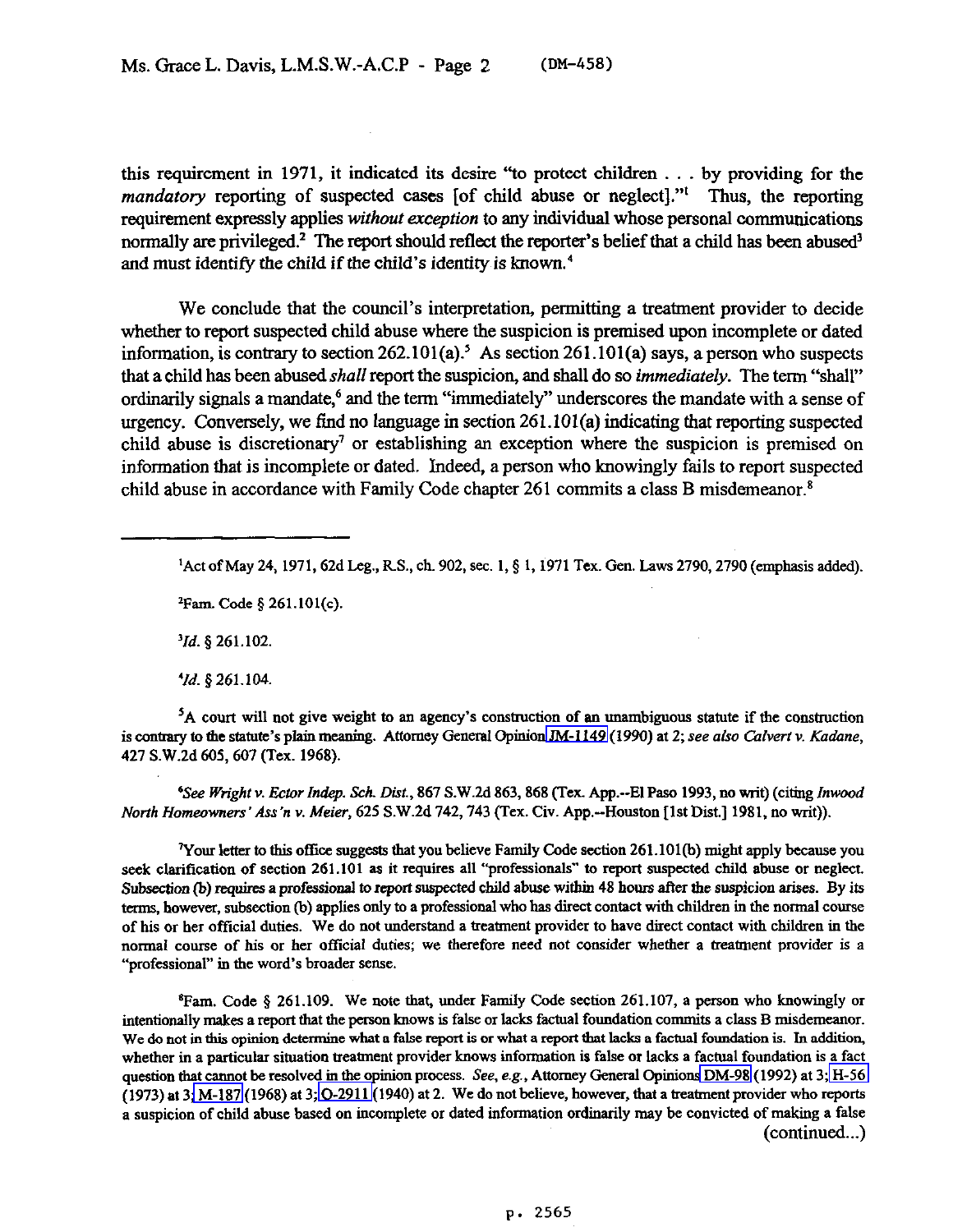this requirement in 1971, it indicated its desire "to protect children . . . by providing for the *mandatory* reporting of suspected cases [of child abuse or neglect]."[1] Thus, the reporting requirement expressly applies *without exception* to any individual whose personal communications normally are privileged.[2] The report should reflect the reporter's belief that a child has been abused[3] and must identify the child if the child's identity is known.[4]

We conclude that the council's interpretation, permitting a treatment provider to decide whether to report suspected child abuse where the suspicion is premised upon incomplete or dated information, is contrary to section 262.101(a).[5] As section 261.101(a) says, a person who suspects that a child has been abused *shall* report the suspicion, and shall do so *immediately*. The term "shall" ordinarily signals a mandate,[6] and the term "immediately" underscores the mandate with a sense of urgency. Conversely, we find no language in section 261.101(a) indicating that reporting suspected child abuse is discretionary[7] or establishing an exception where the suspicion is premised on information that is incomplete or dated. Indeed, a person who knowingly fails to report suspected child abuse in accordance with Family Code chapter 261 commits a class B misdemeanor.[8]

---

[1]Act of May 24, 1971, 62d Leg., R.S., ch. 902, sec. 1, § 1, 1971 Tex. Gen. Laws 2790, 2790 (emphasis added).

[2]Fam. Code § 261.101(c).

[3]*Id.* § 261.102.

[4]*Id.* § 261.104.

[5]A court will not give weight to an agency's construction of an unambiguous statute if the construction is contrary to the statute's plain meaning. Attorney General Opinion JM-1149 (1990) at 2; *see also Calvert v. Kadane*, 427 S.W.2d 605, 607 (Tex. 1968).

[6]*See Wright v. Ector Indep. Sch. Dist.*, 867 S.W.2d 863, 868 (Tex. App.--El Paso 1993, no writ) (citing *Inwood North Homeowners' Ass'n v. Meier*, 625 S.W.2d 742, 743 (Tex. Civ. App.--Houston [1st Dist.] 1981, no writ)).

[7]Your letter to this office suggests that you believe Family Code section 261.101(b) might apply because you seek clarification of section 261.101 as it requires all "professionals" to report suspected child abuse or neglect. Subsection (b) requires a professional to report suspected child abuse within 48 hours after the suspicion arises. By its terms, however, subsection (b) applies only to a professional who has direct contact with children in the normal course of his or her official duties. We do not understand a treatment provider to have direct contact with children in the normal course of his or her official duties; we therefore need not consider whether a treatment provider is a "professional" in the word's broader sense.

[8]Fam. Code § 261.109. We note that, under Family Code section 261.107, a person who knowingly or intentionally makes a report that the person knows is false or lacks factual foundation commits a class B misdemeanor. We do not in this opinion determine what a false report is or what a report that lacks a factual foundation is. In addition, whether in a particular situation treatment provider knows information is false or lacks a factual foundation is a fact question that cannot be resolved in the opinion process. *See, e.g.*, Attorney General Opinions DM-98 (1992) at 3; H-56 (1973) at 3; M-187 (1968) at 3; O-2911 (1940) at 2. We do not believe, however, that a treatment provider who reports a suspicion of child abuse based on incomplete or dated information ordinarily may be convicted of making a false (continued...)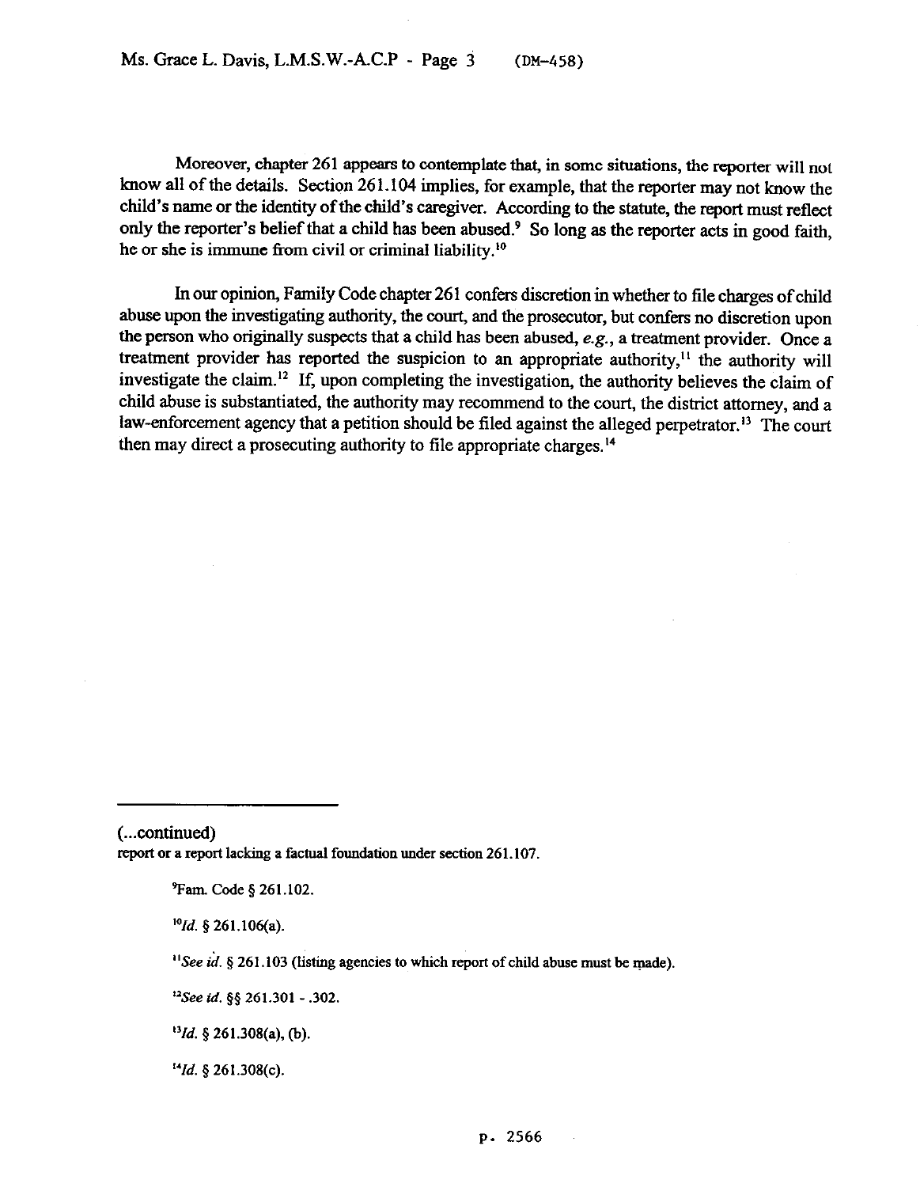Moreover, chapter 261 appears to contemplate that, in some situations, the reporter will not know all of the details. Section 261.104 implies, for example, that the reporter may not know the child's name or the identity of the child's caregiver. According to the statute, the report must reflect only the reporter's belief that a child has been abused.[9] So long as the reporter acts in good faith, he or she is immune from civil or criminal liability.[10]

In our opinion, Family Code chapter 261 confers discretion in whether to file charges of child abuse upon the investigating authority, the court, and the prosecutor, but confers no discretion upon the person who originally suspects that a child has been abused, *e.g.*, a treatment provider. Once a treatment provider has reported the suspicion to an appropriate authority,[11] the authority will investigate the claim.[12] If, upon completing the investigation, the authority believes the claim of child abuse is substantiated, the authority may recommend to the court, the district attorney, and a law-enforcement agency that a petition should be filed against the alleged perpetrator.[13] The court then may direct a prosecuting authority to file appropriate charges.[14]

---

(...continued)
report or a report lacking a factual foundation under section 261.107.

[9] Fam. Code § 261.102.

[10] *Id.* § 261.106(a).

[11] *See id.* § 261.103 (listing agencies to which report of child abuse must be made).

[12] *See id.* §§ 261.301 - .302.

[13] *Id.* § 261.308(a), (b).

[14] *Id.* § 261.308(c).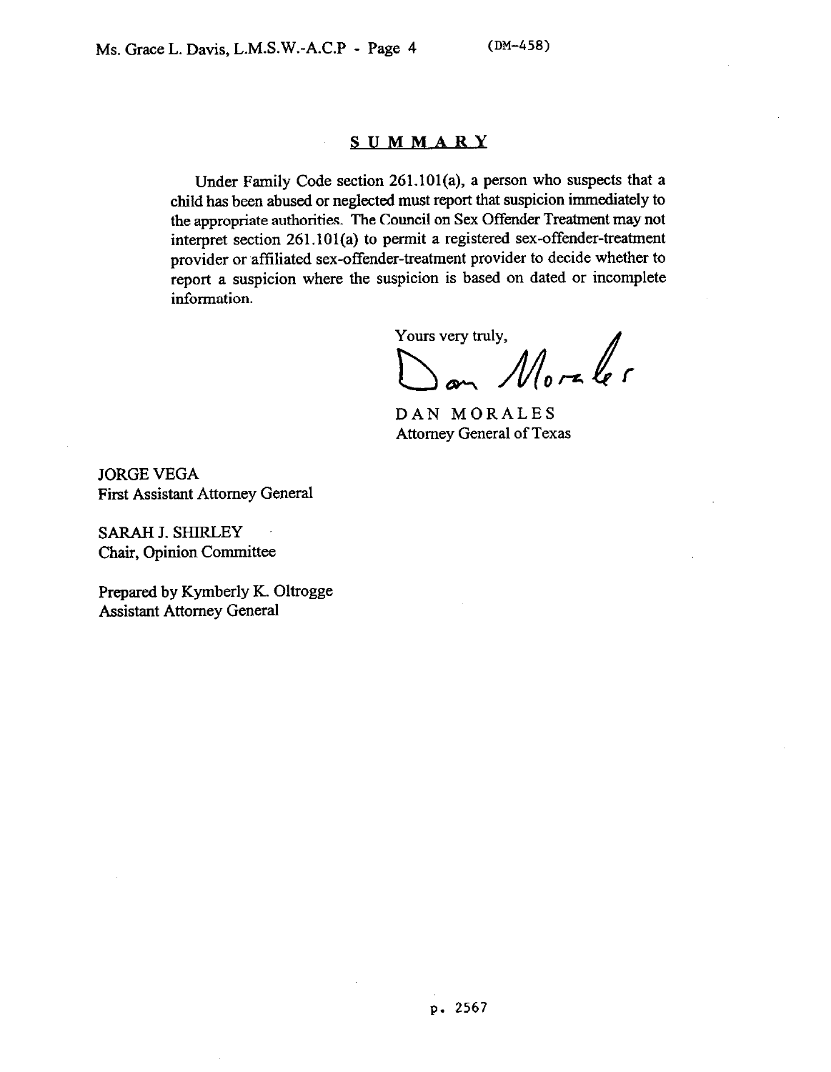## SUMMARY

Under Family Code section 261.101(a), a person who suspects that a child has been abused or neglected must report that suspicion immediately to the appropriate authorities. The Council on Sex Offender Treatment may not interpret section 261.101(a) to permit a registered sex-offender-treatment provider or affiliated sex-offender-treatment provider to decide whether to report a suspicion where the suspicion is based on dated or incomplete information.

Yours very truly,

Dan Morales

DAN MORALES
Attorney General of Texas

JORGE VEGA
First Assistant Attorney General

SARAH J. SHIRLEY
Chair, Opinion Committee

Prepared by Kymberly K. Oltrogge
Assistant Attorney General